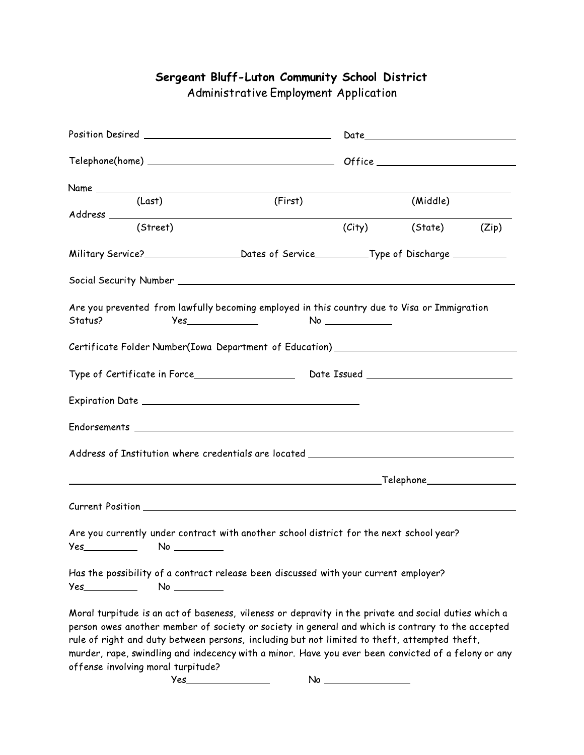# Sergeant Bluff-Luton Community School District

## Administrative Employment Application

Position Desired ______________________________ Date ______________________

Telephone(home) ______________________________ Office ______________________

Name ____________________________________________________________________
(Last) (First) (Middle)

Address __________________________________________________________________
(Street) (City) (State) (Zip)

Military Service? ______________ Dates of Service __________ Type of Discharge __________

Social Security Number ____________________________________________________

Are you prevented from lawfully becoming employed in this country due to Visa or Immigration Status? Yes ____________ No ____________

Certificate Folder Number(Iowa Department of Education) ____________________________

Type of Certificate in Force ________________ Date Issued ______________________

Expiration Date ______________________________

Endorsements ____________________________________________________________

Address of Institution where credentials are located ___________________________________

____________________________________________________ Telephone ______________

Current Position __________________________________________________________

Are you currently under contract with another school district for the next school year?
Yes ________ No ________

Has the possibility of a contract release been discussed with your current employer?
Yes ________ No ________

Moral turpitude is an act of baseness, vileness or depravity in the private and social duties which a person owes another member of society or society in general and which is contrary to the accepted rule of right and duty between persons, including but not limited to theft, attempted theft, murder, rape, swindling and indecency with a minor. Have you ever been convicted of a felony or any offense involving moral turpitude?

Yes ______________ No ______________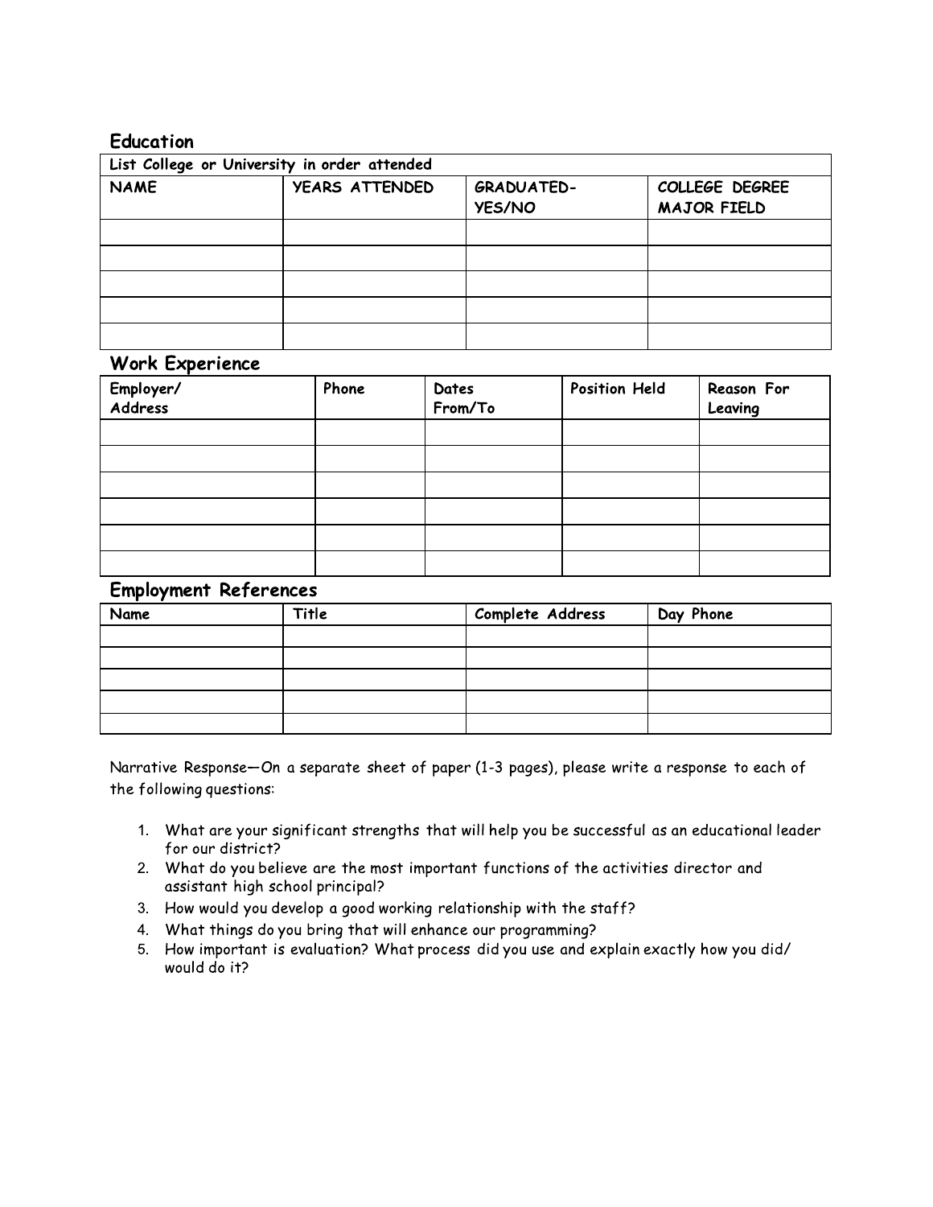## Education

| List College or University in order attended | | | |
|---|---|---|---|
| **NAME** | **YEARS ATTENDED** | **GRADUATED-YES/NO** | **COLLEGE DEGREE MAJOR FIELD** |
| | | | |
| | | | |
| | | | |
| | | | |
| | | | |

## Work Experience

| Employer/ Address | Phone | Dates From/To | Position Held | Reason For Leaving |
|---|---|---|---|---|
| | | | | |
| | | | | |
| | | | | |
| | | | | |
| | | | | |
| | | | | |

## Employment References

| Name | Title | Complete Address | Day Phone |
|---|---|---|---|
| | | | |
| | | | |
| | | | |
| | | | |
| | | | |

Narrative Response—On a separate sheet of paper (1-3 pages), please write a response to each of the following questions:

1. What are your significant strengths that will help you be successful as an educational leader for our district?
2. What do you believe are the most important functions of the activities director and assistant high school principal?
3. How would you develop a good working relationship with the staff?
4. What things do you bring that will enhance our programming?
5. How important is evaluation? What process did you use and explain exactly how you did/ would do it?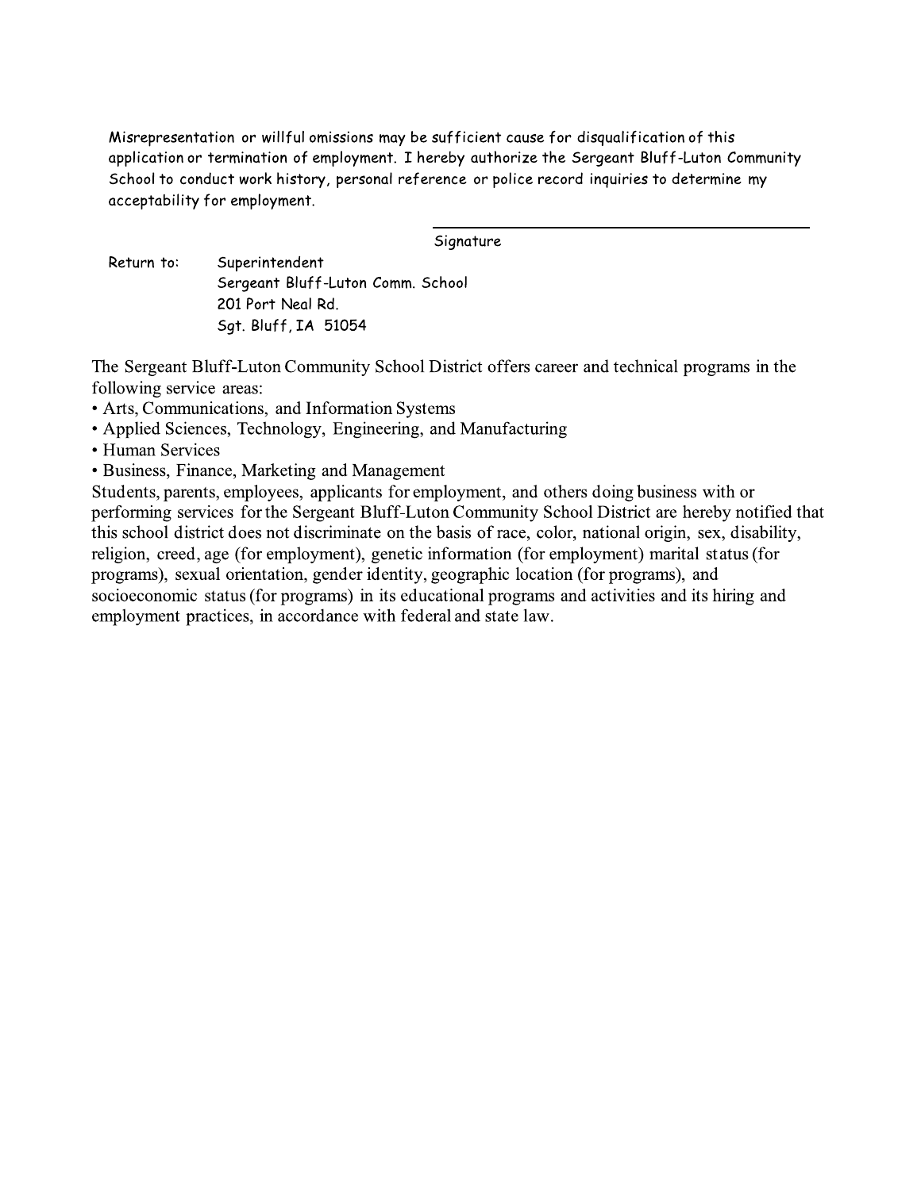Misrepresentation or willful omissions may be sufficient cause for disqualification of this application or termination of employment. I hereby authorize the Sergeant Bluff-Luton Community School to conduct work history, personal reference or police record inquiries to determine my acceptability for employment.

\_\_\_\_\_\_\_\_\_\_\_\_\_\_\_\_\_\_\_\_\_\_\_\_\_\_\_\_\_\_\_\_\_\_\_\_\_\_\_\_

Signature

Return to: Superintendent
Sergeant Bluff-Luton Comm. School
201 Port Neal Rd.
Sgt. Bluff, IA 51054

The Sergeant Bluff-Luton Community School District offers career and technical programs in the following service areas:

- Arts, Communications, and Information Systems
- Applied Sciences, Technology, Engineering, and Manufacturing
- Human Services
- Business, Finance, Marketing and Management

Students, parents, employees, applicants for employment, and others doing business with or performing services for the Sergeant Bluff-Luton Community School District are hereby notified that this school district does not discriminate on the basis of race, color, national origin, sex, disability, religion, creed, age (for employment), genetic information (for employment) marital status (for programs), sexual orientation, gender identity, geographic location (for programs), and socioeconomic status (for programs) in its educational programs and activities and its hiring and employment practices, in accordance with federal and state law.